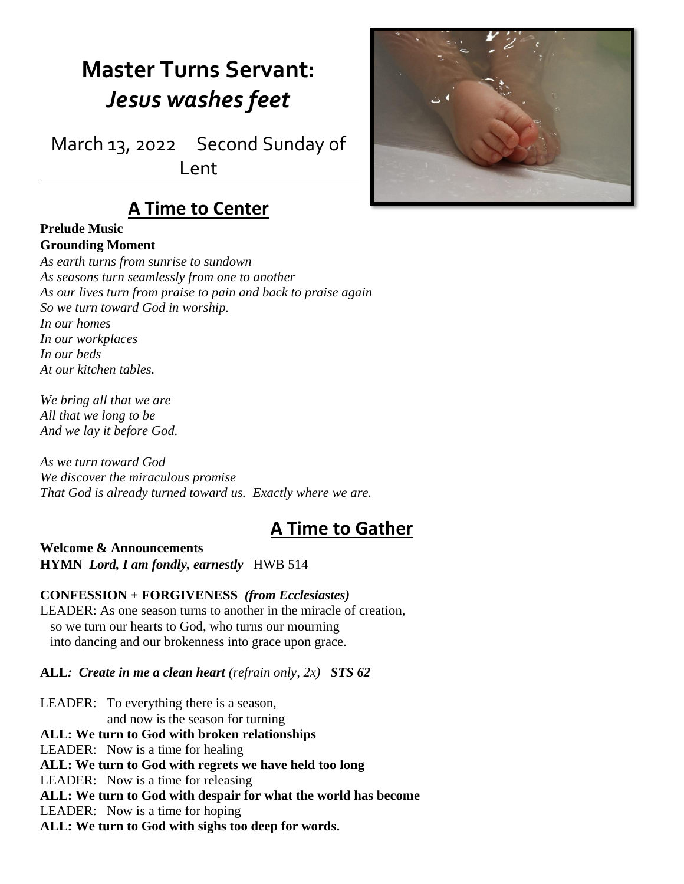# Master Turns Servant:
# *Jesus washes feet*

March 13, 2022   Second Sunday of Lent

## A Time to Center

**Prelude Music**

**Grounding Moment**

*As earth turns from sunrise to sundown*
*As seasons turn seamlessly from one to another*
*As our lives turn from praise to pain and back to praise again*
*So we turn toward God in worship.*
*In our homes*
*In our workplaces*
*In our beds*
*At our kitchen tables.*

*We bring all that we are*
*All that we long to be*
*And we lay it before God.*

*As we turn toward God*
*We discover the miraculous promise*
*That God is already turned toward us. Exactly where we are.*

## A Time to Gather

**Welcome & Announcements**

**HYMN** ***Lord, I am fondly, earnestly*** HWB 514

**CONFESSION + FORGIVENESS** ***(from Ecclesiastes)***

LEADER: As one season turns to another in the miracle of creation, so we turn our hearts to God, who turns our mourning into dancing and our brokenness into grace upon grace.

**ALL*: Create in me a clean heart*** *(refrain only, 2x)* ***STS 62***

LEADER: To everything there is a season, and now is the season for turning

**ALL: We turn to God with broken relationships**

LEADER: Now is a time for healing

**ALL: We turn to God with regrets we have held too long**

LEADER: Now is a time for releasing

**ALL: We turn to God with despair for what the world has become**

LEADER: Now is a time for hoping

**ALL: We turn to God with sighs too deep for words.**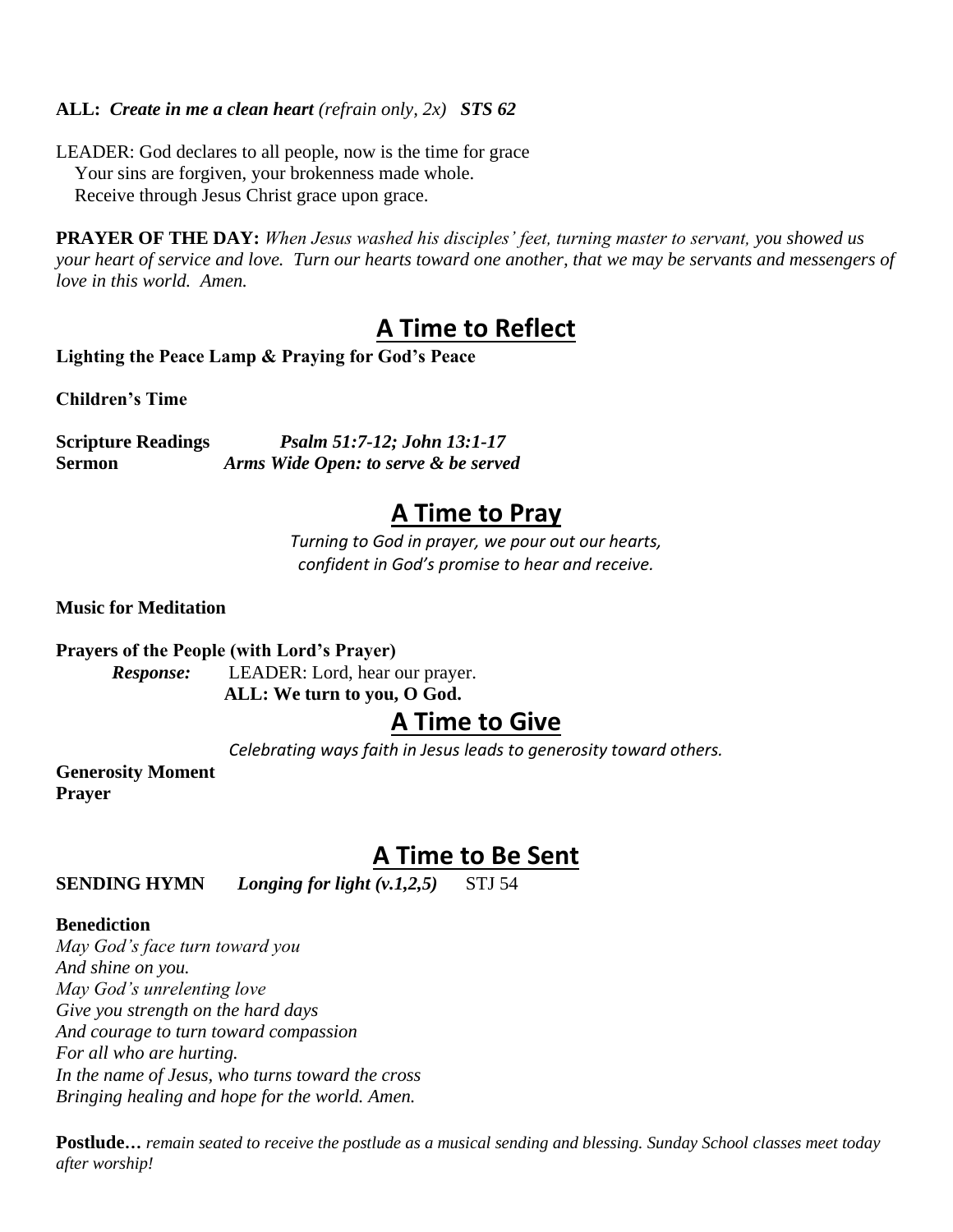**ALL:** ***Create in me a clean heart*** *(refrain only, 2x)* ***STS 62***

LEADER: God declares to all people, now is the time for grace
Your sins are forgiven, your brokenness made whole.
Receive through Jesus Christ grace upon grace.

**PRAYER OF THE DAY:** *When Jesus washed his disciples' feet, turning master to servant, you showed us your heart of service and love. Turn our hearts toward one another, that we may be servants and messengers of love in this world. Amen.*

## A Time to Reflect

**Lighting the Peace Lamp & Praying for God's Peace**

**Children's Time**

**Scripture Readings** ***Psalm 51:7-12; John 13:1-17***
**Sermon** ***Arms Wide Open: to serve & be served***

## A Time to Pray

*Turning to God in prayer, we pour out our hearts,*
*confident in God's promise to hear and receive.*

**Music for Meditation**

**Prayers of the People (with Lord's Prayer)**
***Response:*** LEADER: Lord, hear our prayer.
**ALL: We turn to you, O God.**

## A Time to Give

*Celebrating ways faith in Jesus leads to generosity toward others.*

**Generosity Moment**
**Prayer**

## A Time to Be Sent

**SENDING HYMN** ***Longing for light (v.1,2,5)*** STJ 54

**Benediction**
*May God's face turn toward you*
*And shine on you.*
*May God's unrelenting love*
*Give you strength on the hard days*
*And courage to turn toward compassion*
*For all who are hurting.*
*In the name of Jesus, who turns toward the cross*
*Bringing healing and hope for the world. Amen.*

**Postlude…** *remain seated to receive the postlude as a musical sending and blessing. Sunday School classes meet today after worship!*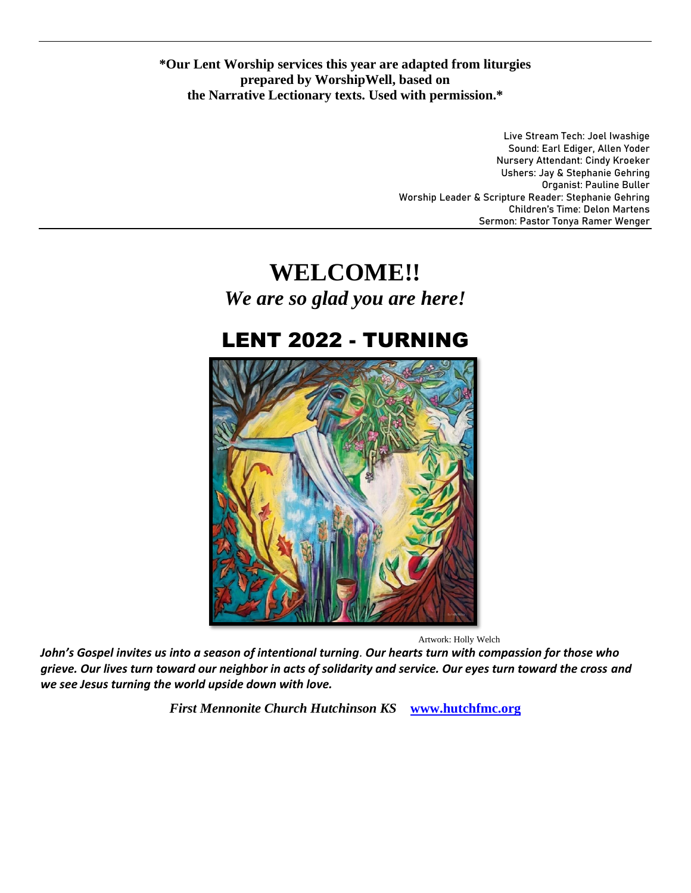**\*Our Lent Worship services this year are adapted from liturgies prepared by WorshipWell, based on the Narrative Lectionary texts. Used with permission.\***

Live Stream Tech: Joel Iwashige
Sound: Earl Ediger, Allen Yoder
Nursery Attendant: Cindy Kroeker
Ushers: Jay & Stephanie Gehring
Organist: Pauline Buller
Worship Leader & Scripture Reader: Stephanie Gehring
Children's Time: Delon Martens
Sermon: Pastor Tonya Ramer Wenger

# WELCOME!!

***We are so glad you are here!***

## LENT 2022 - TURNING

Artwork: Holly Welch

***John's Gospel invites us into a season of intentional turning. Our hearts turn with compassion for those who grieve. Our lives turn toward our neighbor in acts of solidarity and service. Our eyes turn toward the cross and we see Jesus turning the world upside down with love.***

***First Mennonite Church Hutchinson KS*** **www.hutchfmc.org**